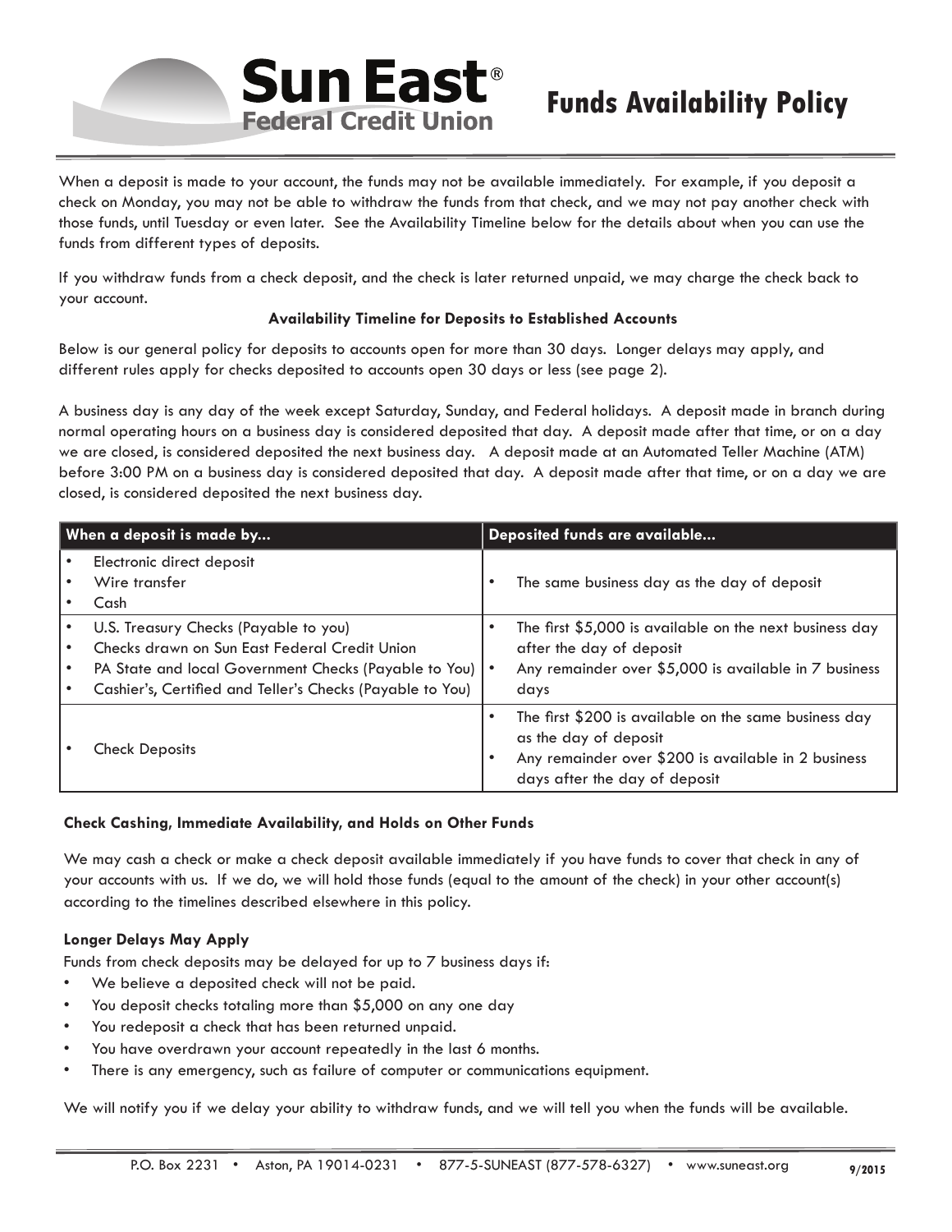# Sun East® Federal Credit Union

# Funds Availability Policy

When a deposit is made to your account, the funds may not be available immediately. For example, if you deposit a check on Monday, you may not be able to withdraw the funds from that check, and we may not pay another check with those funds, until Tuesday or even later. See the Availability Timeline below for the details about when you can use the funds from different types of deposits.

If you withdraw funds from a check deposit, and the check is later returned unpaid, we may charge the check back to your account.

**Availability Timeline for Deposits to Established Accounts**

Below is our general policy for deposits to accounts open for more than 30 days. Longer delays may apply, and different rules apply for checks deposited to accounts open 30 days or less (see page 2).

A business day is any day of the week except Saturday, Sunday, and Federal holidays. A deposit made in branch during normal operating hours on a business day is considered deposited that day. A deposit made after that time, or on a day we are closed, is considered deposited the next business day. A deposit made at an Automated Teller Machine (ATM) before 3:00 PM on a business day is considered deposited that day. A deposit made after that time, or on a day we are closed, is considered deposited the next business day.

| When a deposit is made by... | Deposited funds are available... |
|---|---|
| • Electronic direct deposit<br>• Wire transfer<br>• Cash | • The same business day as the day of deposit |
| • U.S. Treasury Checks (Payable to you)<br>• Checks drawn on Sun East Federal Credit Union<br>• PA State and local Government Checks (Payable to You)<br>• Cashier's, Certified and Teller's Checks (Payable to You) | • The first $5,000 is available on the next business day after the day of deposit<br>• Any remainder over $5,000 is available in 7 business days |
| • Check Deposits | • The first $200 is available on the same business day as the day of deposit<br>• Any remainder over $200 is available in 2 business days after the day of deposit |

**Check Cashing, Immediate Availability, and Holds on Other Funds**

We may cash a check or make a check deposit available immediately if you have funds to cover that check in any of your accounts with us. If we do, we will hold those funds (equal to the amount of the check) in your other account(s) according to the timelines described elsewhere in this policy.

**Longer Delays May Apply**

Funds from check deposits may be delayed for up to 7 business days if:

- We believe a deposited check will not be paid.
- You deposit checks totaling more than $5,000 on any one day
- You redeposit a check that has been returned unpaid.
- You have overdrawn your account repeatedly in the last 6 months.
- There is any emergency, such as failure of computer or communications equipment.

We will notify you if we delay your ability to withdraw funds, and we will tell you when the funds will be available.

P.O. Box 2231 • Aston, PA 19014-0231 • 877-5-SUNEAST (877-578-6327) • www.suneast.org

9/2015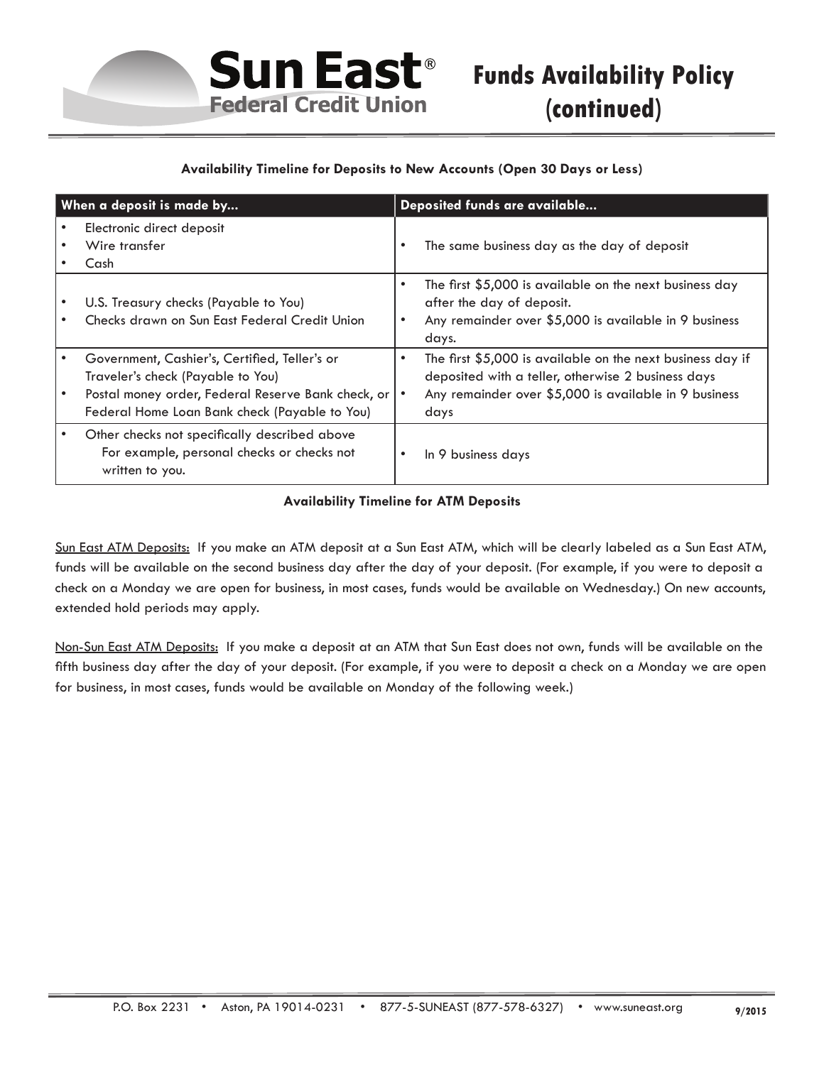# Funds Availability Policy (continued)

**Availability Timeline for Deposits to New Accounts (Open 30 Days or Less)**

| When a deposit is made by... | Deposited funds are available... |
| --- | --- |
| • Electronic direct deposit<br>• Wire transfer<br>• Cash | • The same business day as the day of deposit |
| • U.S. Treasury checks (Payable to You)<br>• Checks drawn on Sun East Federal Credit Union | • The first $5,000 is available on the next business day after the day of deposit.<br>• Any remainder over $5,000 is available in 9 business days. |
| • Government, Cashier's, Certified, Teller's or Traveler's check (Payable to You)<br>• Postal money order, Federal Reserve Bank check, or Federal Home Loan Bank check (Payable to You) | • The first $5,000 is available on the next business day if deposited with a teller, otherwise 2 business days<br>• Any remainder over $5,000 is available in 9 business days |
| • Other checks not specifically described above For example, personal checks or checks not written to you. | • In 9 business days |

**Availability Timeline for ATM Deposits**

Sun East ATM Deposits: If you make an ATM deposit at a Sun East ATM, which will be clearly labeled as a Sun East ATM, funds will be available on the second business day after the day of your deposit. (For example, if you were to deposit a check on a Monday we are open for business, in most cases, funds would be available on Wednesday.) On new accounts, extended hold periods may apply.

Non-Sun East ATM Deposits: If you make a deposit at an ATM that Sun East does not own, funds will be available on the fifth business day after the day of your deposit. (For example, if you were to deposit a check on a Monday we are open for business, in most cases, funds would be available on Monday of the following week.)